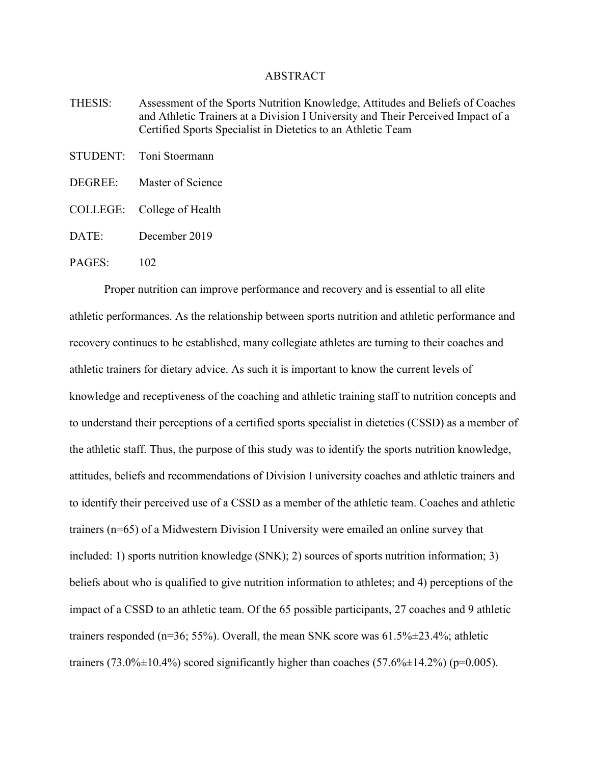# ABSTRACT

THESIS: Assessment of the Sports Nutrition Knowledge, Attitudes and Beliefs of Coaches and Athletic Trainers at a Division I University and Their Perceived Impact of a Certified Sports Specialist in Dietetics to an Athletic Team

STUDENT: Toni Stoermann

DEGREE: Master of Science

COLLEGE: College of Health

DATE: December 2019

PAGES: 102

Proper nutrition can improve performance and recovery and is essential to all elite athletic performances. As the relationship between sports nutrition and athletic performance and recovery continues to be established, many collegiate athletes are turning to their coaches and athletic trainers for dietary advice. As such it is important to know the current levels of knowledge and receptiveness of the coaching and athletic training staff to nutrition concepts and to understand their perceptions of a certified sports specialist in dietetics (CSSD) as a member of the athletic staff. Thus, the purpose of this study was to identify the sports nutrition knowledge, attitudes, beliefs and recommendations of Division I university coaches and athletic trainers and to identify their perceived use of a CSSD as a member of the athletic team. Coaches and athletic trainers (n=65) of a Midwestern Division I University were emailed an online survey that included: 1) sports nutrition knowledge (SNK); 2) sources of sports nutrition information; 3) beliefs about who is qualified to give nutrition information to athletes; and 4) perceptions of the impact of a CSSD to an athletic team. Of the 65 possible participants, 27 coaches and 9 athletic trainers responded (n=36; 55%). Overall, the mean SNK score was 61.5%±23.4%; athletic trainers (73.0%±10.4%) scored significantly higher than coaches (57.6%±14.2%) ($p=0.005$).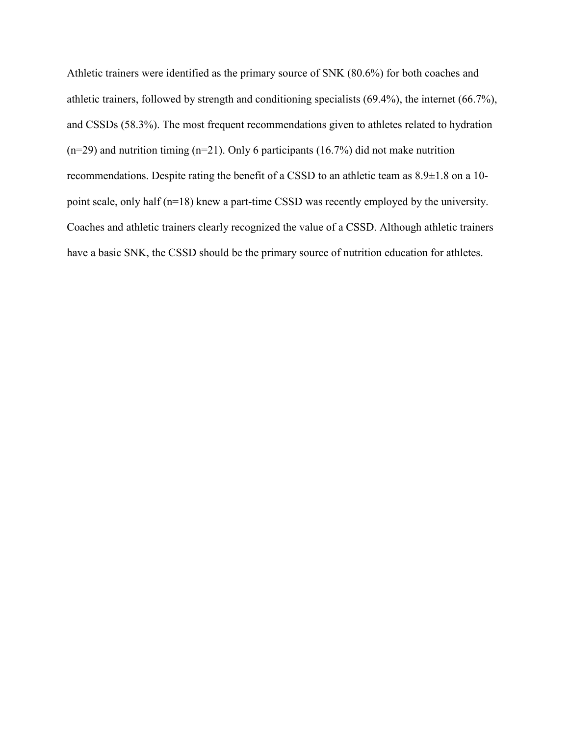Athletic trainers were identified as the primary source of SNK (80.6%) for both coaches and athletic trainers, followed by strength and conditioning specialists (69.4%), the internet (66.7%), and CSSDs (58.3%). The most frequent recommendations given to athletes related to hydration (n=29) and nutrition timing (n=21). Only 6 participants (16.7%) did not make nutrition recommendations. Despite rating the benefit of a CSSD to an athletic team as 8.9±1.8 on a 10-point scale, only half (n=18) knew a part-time CSSD was recently employed by the university. Coaches and athletic trainers clearly recognized the value of a CSSD. Although athletic trainers have a basic SNK, the CSSD should be the primary source of nutrition education for athletes.